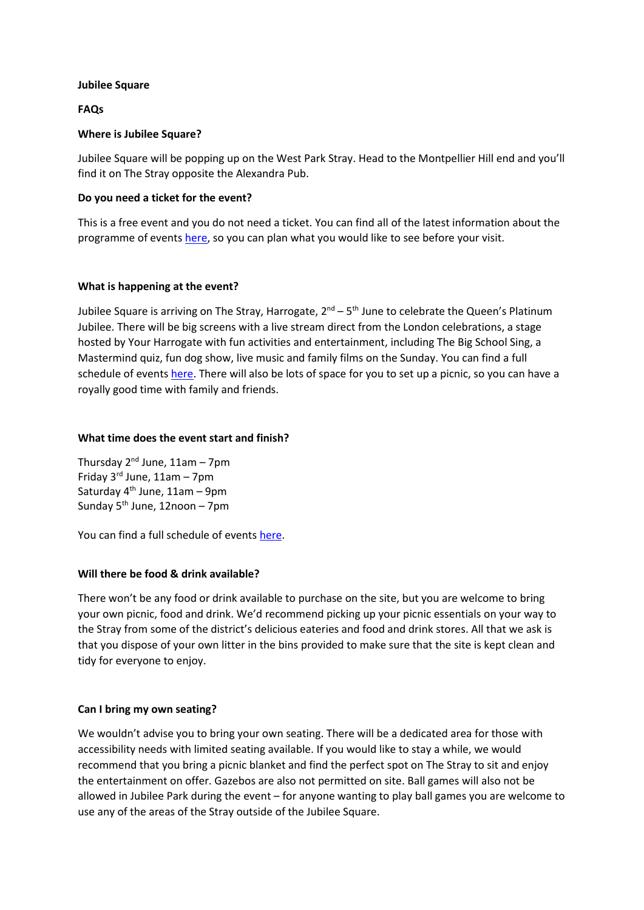**Jubilee Square**

**FAQs**

**Where is Jubilee Square?**

Jubilee Square will be popping up on the West Park Stray. Head to the Montpellier Hill end and you'll find it on The Stray opposite the Alexandra Pub.

**Do you need a ticket for the event?**

This is a free event and you do not need a ticket. You can find all of the latest information about the programme of events here, so you can plan what you would like to see before your visit.

**What is happening at the event?**

Jubilee Square is arriving on The Stray, Harrogate, 2nd – 5th June to celebrate the Queen's Platinum Jubilee. There will be big screens with a live stream direct from the London celebrations, a stage hosted by Your Harrogate with fun activities and entertainment, including The Big School Sing, a Mastermind quiz, fun dog show, live music and family films on the Sunday. You can find a full schedule of events here. There will also be lots of space for you to set up a picnic, so you can have a royally good time with family and friends.

**What time does the event start and finish?**

Thursday 2nd June, 11am – 7pm
Friday 3rd June, 11am – 7pm
Saturday 4th June, 11am – 9pm
Sunday 5th June, 12noon – 7pm

You can find a full schedule of events here.

**Will there be food & drink available?**

There won't be any food or drink available to purchase on the site, but you are welcome to bring your own picnic, food and drink. We'd recommend picking up your picnic essentials on your way to the Stray from some of the district's delicious eateries and food and drink stores. All that we ask is that you dispose of your own litter in the bins provided to make sure that the site is kept clean and tidy for everyone to enjoy.

**Can I bring my own seating?**

We wouldn't advise you to bring your own seating. There will be a dedicated area for those with accessibility needs with limited seating available. If you would like to stay a while, we would recommend that you bring a picnic blanket and find the perfect spot on The Stray to sit and enjoy the entertainment on offer. Gazebos are also not permitted on site. Ball games will also not be allowed in Jubilee Park during the event – for anyone wanting to play ball games you are welcome to use any of the areas of the Stray outside of the Jubilee Square.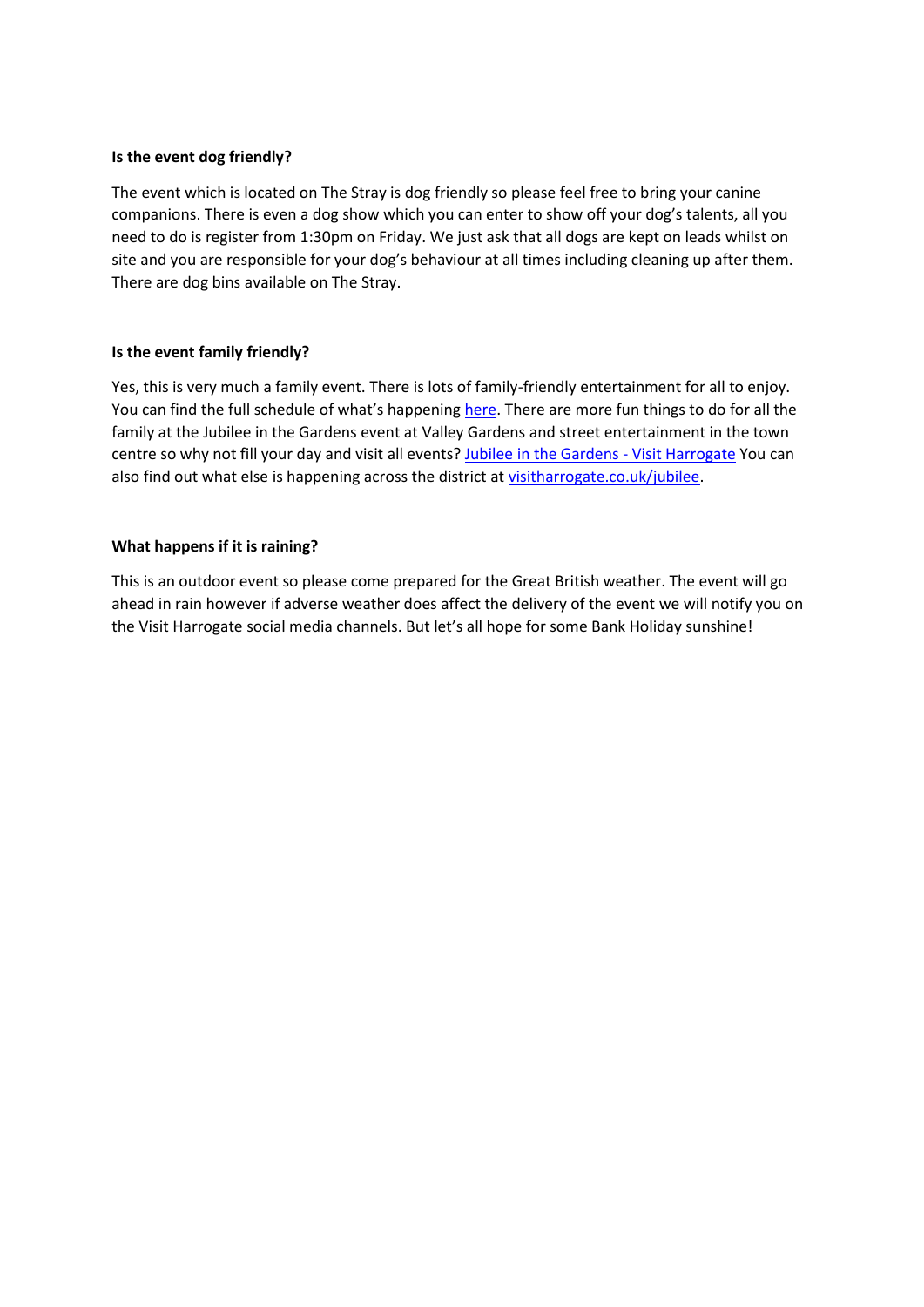**Is the event dog friendly?**

The event which is located on The Stray is dog friendly so please feel free to bring your canine companions. There is even a dog show which you can enter to show off your dog's talents, all you need to do is register from 1:30pm on Friday. We just ask that all dogs are kept on leads whilst on site and you are responsible for your dog's behaviour at all times including cleaning up after them. There are dog bins available on The Stray.

**Is the event family friendly?**

Yes, this is very much a family event. There is lots of family-friendly entertainment for all to enjoy. You can find the full schedule of what's happening here. There are more fun things to do for all the family at the Jubilee in the Gardens event at Valley Gardens and street entertainment in the town centre so why not fill your day and visit all events? Jubilee in the Gardens - Visit Harrogate You can also find out what else is happening across the district at visitharrogate.co.uk/jubilee.

**What happens if it is raining?**

This is an outdoor event so please come prepared for the Great British weather. The event will go ahead in rain however if adverse weather does affect the delivery of the event we will notify you on the Visit Harrogate social media channels. But let's all hope for some Bank Holiday sunshine!